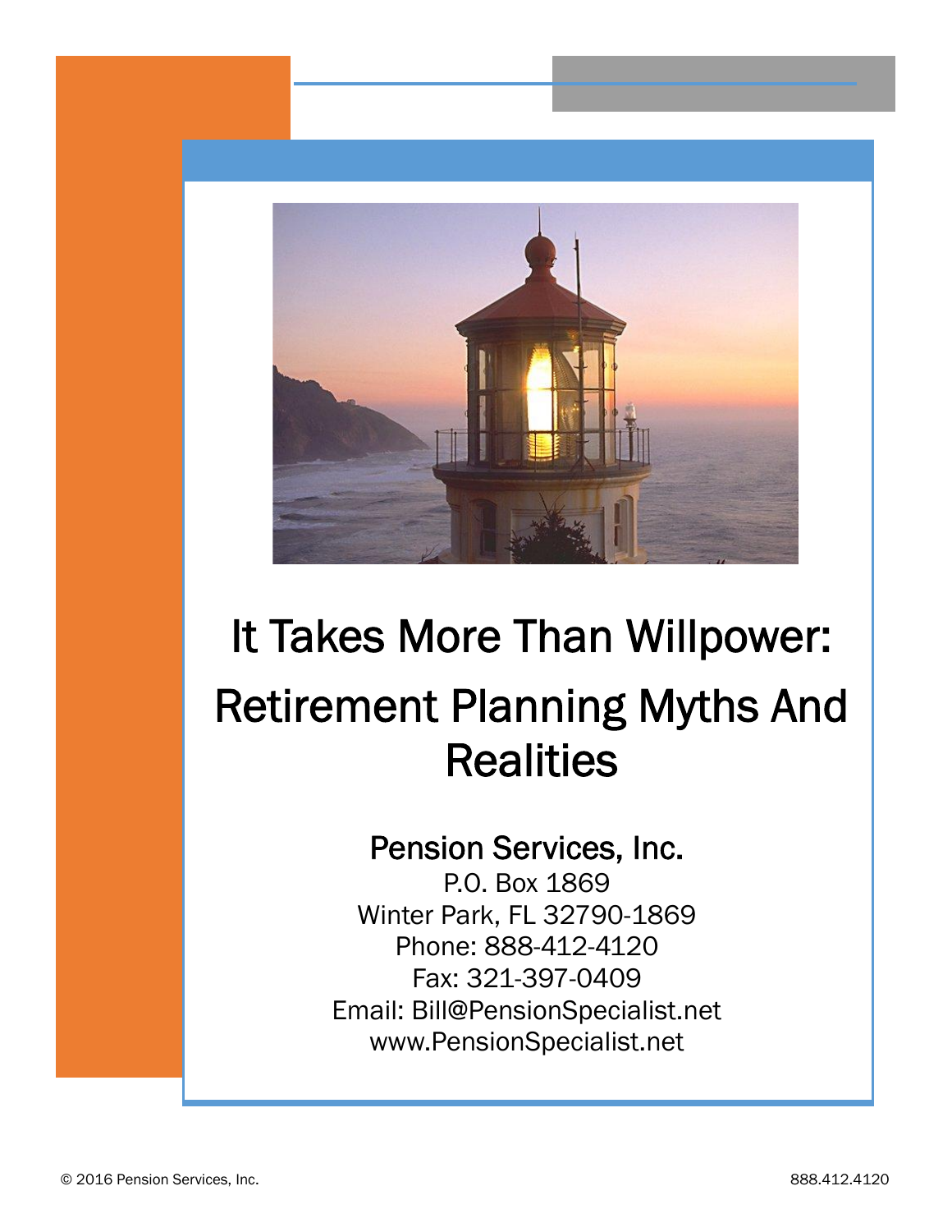# It Takes More Than Willpower: Retirement Planning Myths And Realities

## Pension Services, Inc.

P.O. Box 1869
Winter Park, FL 32790-1869
Phone: 888-412-4120
Fax: 321-397-0409
Email: Bill@PensionSpecialist.net
www.PensionSpecialist.net

© 2016 Pension Services, Inc.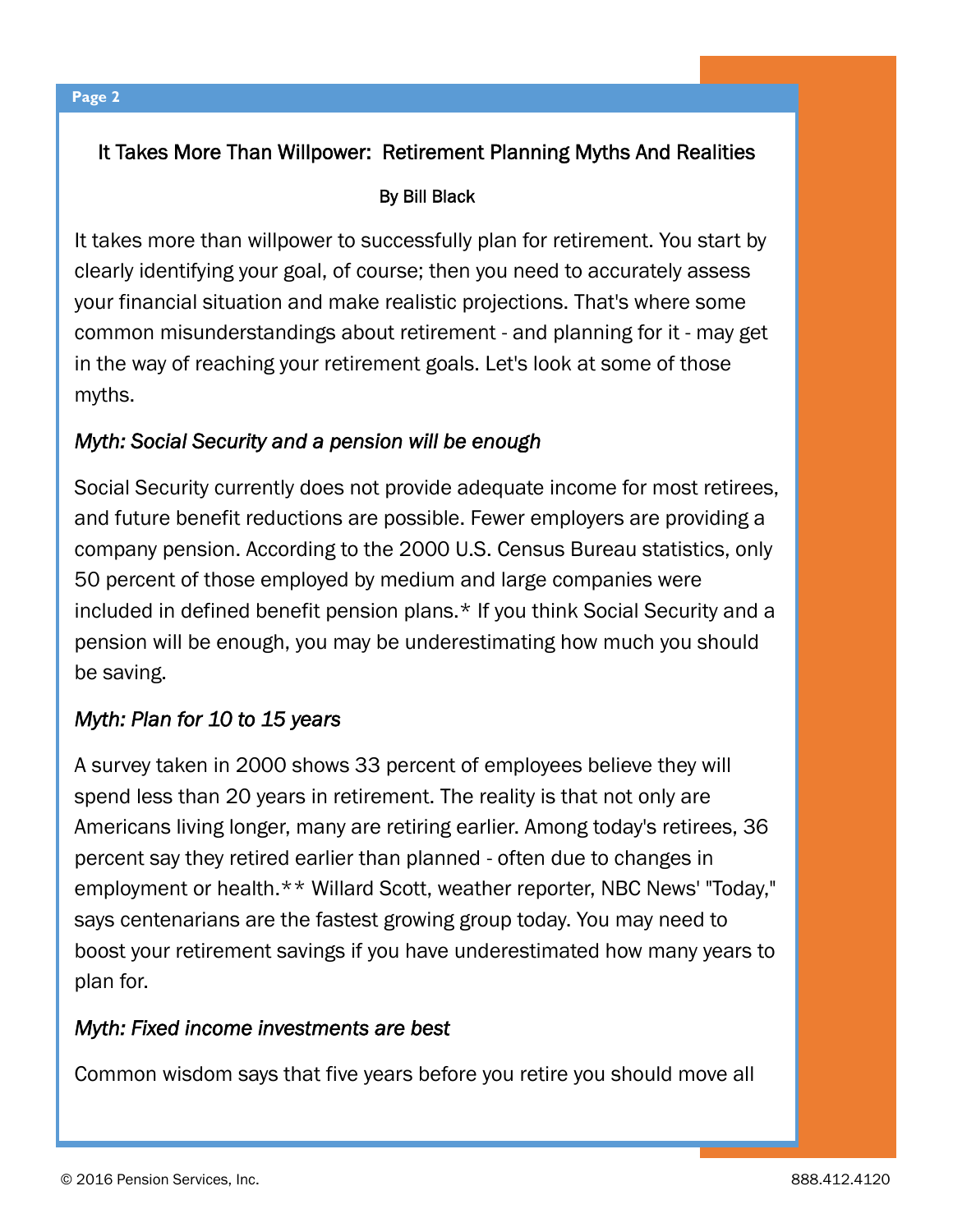## It Takes More Than Willpower: Retirement Planning Myths And Realities

By Bill Black

It takes more than willpower to successfully plan for retirement. You start by clearly identifying your goal, of course; then you need to accurately assess your financial situation and make realistic projections. That's where some common misunderstandings about retirement - and planning for it - may get in the way of reaching your retirement goals. Let's look at some of those myths.

*Myth: Social Security and a pension will be enough*

Social Security currently does not provide adequate income for most retirees, and future benefit reductions are possible. Fewer employers are providing a company pension. According to the 2000 U.S. Census Bureau statistics, only 50 percent of those employed by medium and large companies were included in defined benefit pension plans.* If you think Social Security and a pension will be enough, you may be underestimating how much you should be saving.

*Myth: Plan for 10 to 15 years*

A survey taken in 2000 shows 33 percent of employees believe they will spend less than 20 years in retirement. The reality is that not only are Americans living longer, many are retiring earlier. Among today's retirees, 36 percent say they retired earlier than planned - often due to changes in employment or health.** Willard Scott, weather reporter, NBC News' "Today," says centenarians are the fastest growing group today. You may need to boost your retirement savings if you have underestimated how many years to plan for.

*Myth: Fixed income investments are best*

Common wisdom says that five years before you retire you should move all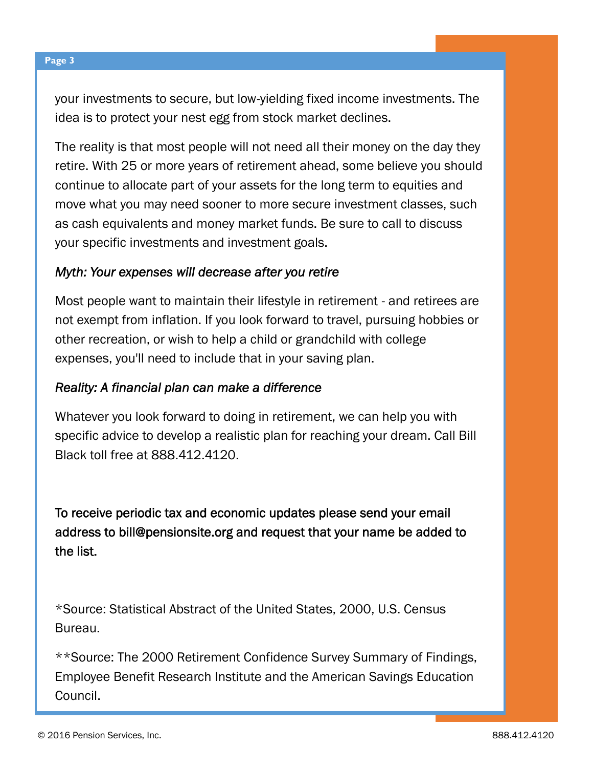your investments to secure, but low-yielding fixed income investments. The idea is to protect your nest egg from stock market declines.

The reality is that most people will not need all their money on the day they retire. With 25 or more years of retirement ahead, some believe you should continue to allocate part of your assets for the long term to equities and move what you may need sooner to more secure investment classes, such as cash equivalents and money market funds. Be sure to call to discuss your specific investments and investment goals.

*Myth: Your expenses will decrease after you retire*

Most people want to maintain their lifestyle in retirement - and retirees are not exempt from inflation. If you look forward to travel, pursuing hobbies or other recreation, or wish to help a child or grandchild with college expenses, you'll need to include that in your saving plan.

*Reality: A financial plan can make a difference*

Whatever you look forward to doing in retirement, we can help you with specific advice to develop a realistic plan for reaching your dream. Call Bill Black toll free at 888.412.4120.

To receive periodic tax and economic updates please send your email address to bill@pensionsite.org and request that your name be added to the list.

*Source: Statistical Abstract of the United States, 2000, U.S. Census Bureau.

**Source: The 2000 Retirement Confidence Survey Summary of Findings, Employee Benefit Research Institute and the American Savings Education Council.